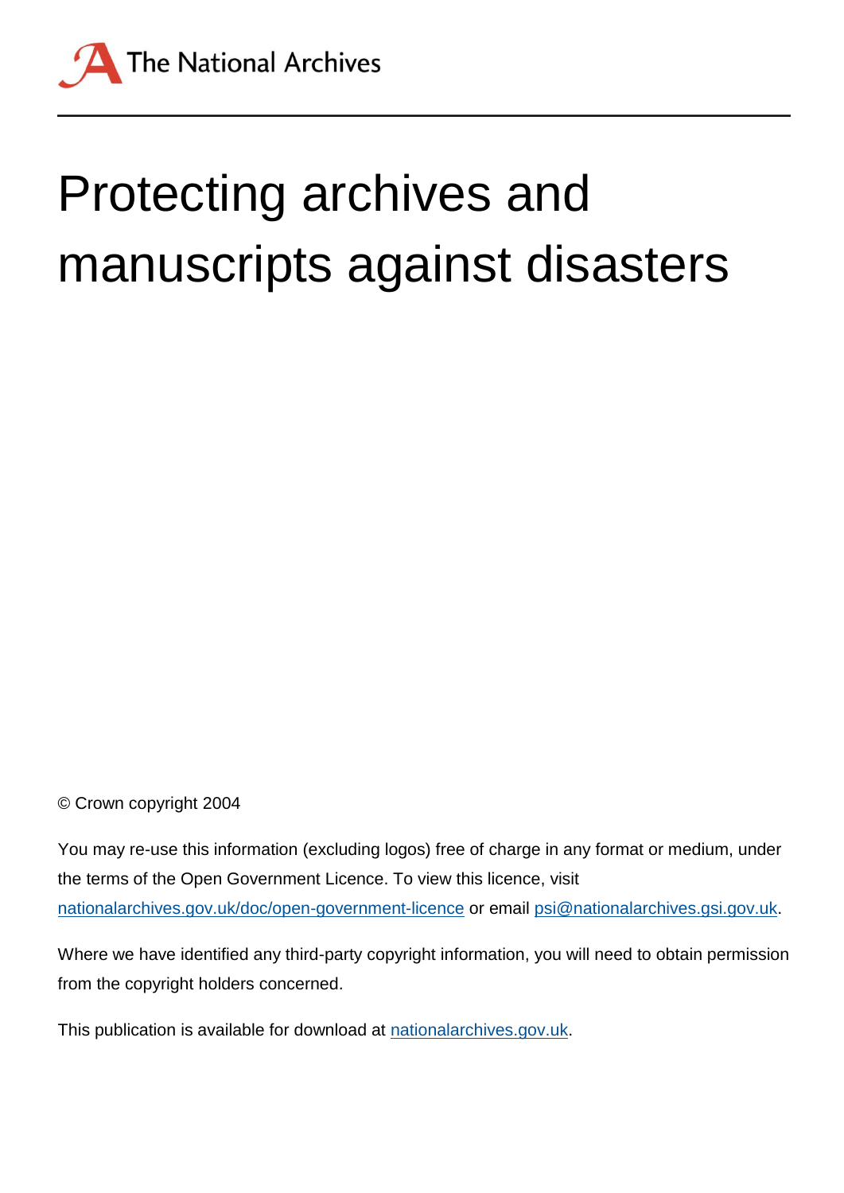The National Archives

# Protecting archives and manuscripts against disasters

© Crown copyright 2004

You may re-use this information (excluding logos) free of charge in any format or medium, under the terms of the Open Government Licence. To view this licence, visit [nationalarchives.gov.uk/doc/open-government-licence](nationalarchives.gov.uk/doc/open-government-licence) or email [psi@nationalarchives.gsi.gov.uk](mailto:psi@nationalarchives.gsi.gov.uk).

Where we have identified any third-party copyright information, you will need to obtain permission from the copyright holders concerned.

This publication is available for download at [nationalarchives.gov.uk](nationalarchives.gov.uk).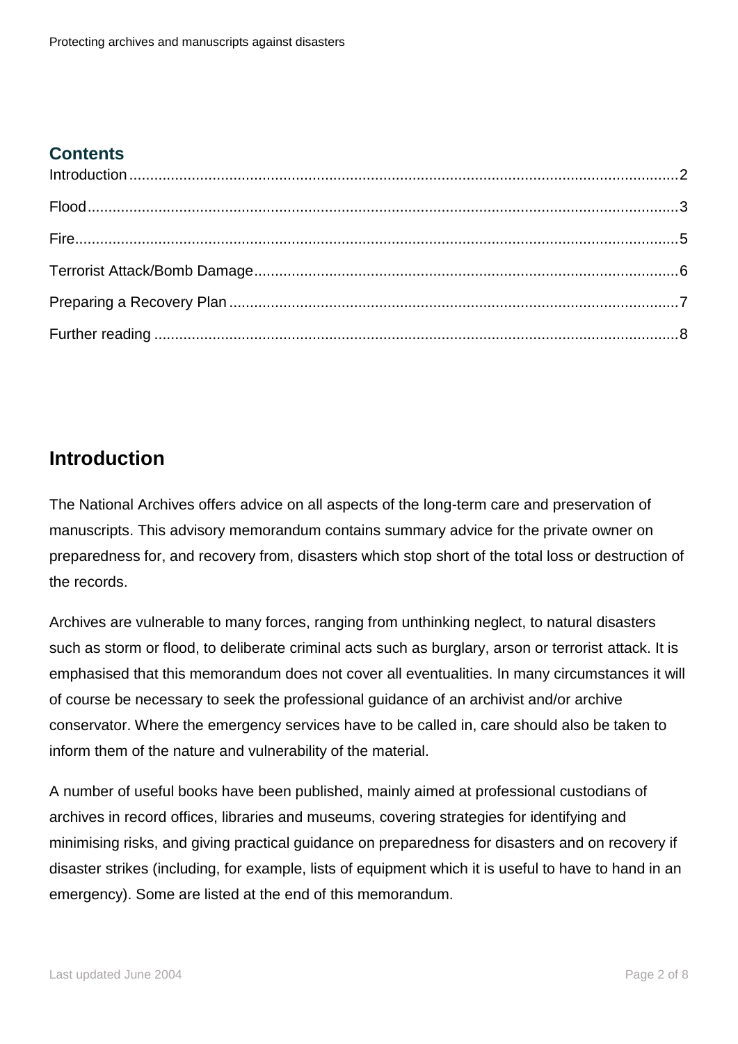## Contents

Introduction....2

Flood....3

Fire....5

Terrorist Attack/Bomb Damage....6

Preparing a Recovery Plan....7

Further reading....8

## Introduction

The National Archives offers advice on all aspects of the long-term care and preservation of manuscripts. This advisory memorandum contains summary advice for the private owner on preparedness for, and recovery from, disasters which stop short of the total loss or destruction of the records.

Archives are vulnerable to many forces, ranging from unthinking neglect, to natural disasters such as storm or flood, to deliberate criminal acts such as burglary, arson or terrorist attack. It is emphasised that this memorandum does not cover all eventualities. In many circumstances it will of course be necessary to seek the professional guidance of an archivist and/or archive conservator. Where the emergency services have to be called in, care should also be taken to inform them of the nature and vulnerability of the material.

A number of useful books have been published, mainly aimed at professional custodians of archives in record offices, libraries and museums, covering strategies for identifying and minimising risks, and giving practical guidance on preparedness for disasters and on recovery if disaster strikes (including, for example, lists of equipment which it is useful to have to hand in an emergency). Some are listed at the end of this memorandum.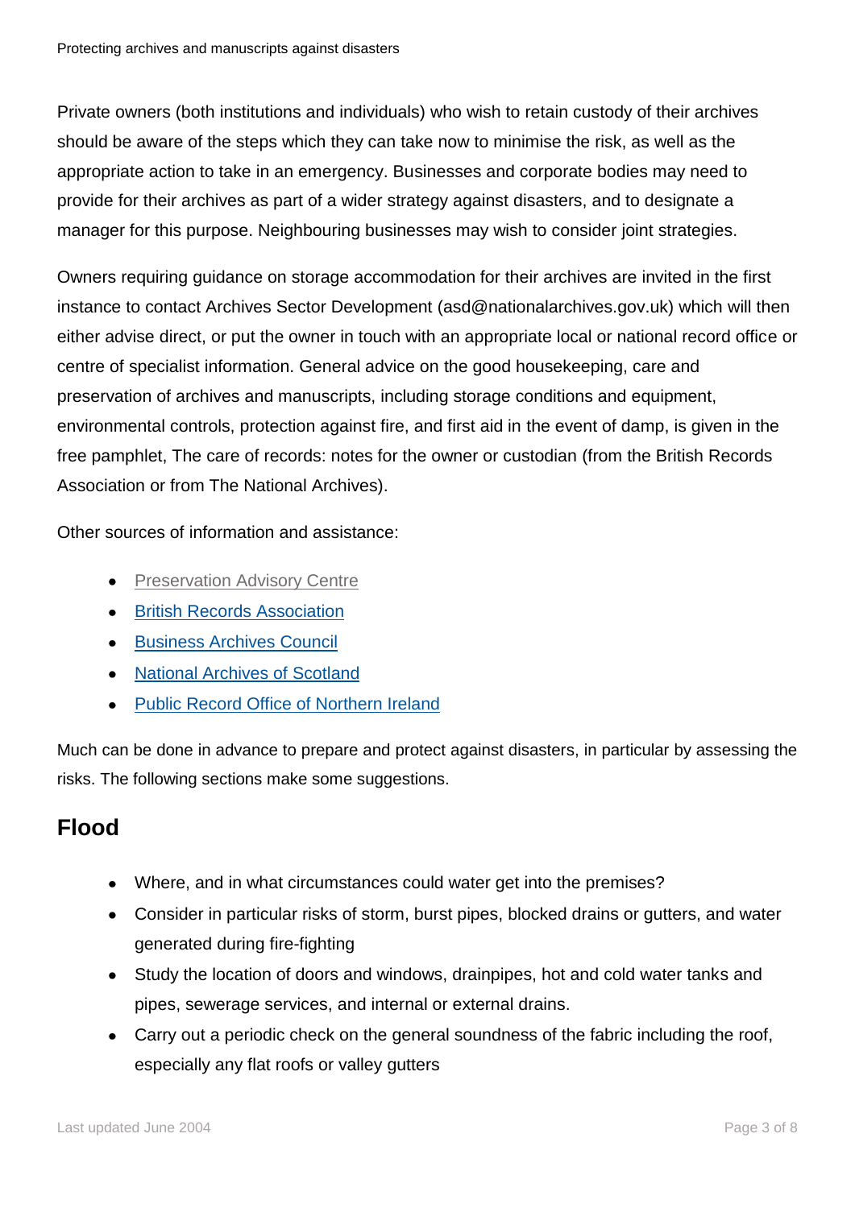Private owners (both institutions and individuals) who wish to retain custody of their archives should be aware of the steps which they can take now to minimise the risk, as well as the appropriate action to take in an emergency. Businesses and corporate bodies may need to provide for their archives as part of a wider strategy against disasters, and to designate a manager for this purpose. Neighbouring businesses may wish to consider joint strategies.

Owners requiring guidance on storage accommodation for their archives are invited in the first instance to contact Archives Sector Development (asd@nationalarchives.gov.uk) which will then either advise direct, or put the owner in touch with an appropriate local or national record office or centre of specialist information. General advice on the good housekeeping, care and preservation of archives and manuscripts, including storage conditions and equipment, environmental controls, protection against fire, and first aid in the event of damp, is given in the free pamphlet, The care of records: notes for the owner or custodian (from the British Records Association or from The National Archives).

Other sources of information and assistance:

- Preservation Advisory Centre
- British Records Association
- Business Archives Council
- National Archives of Scotland
- Public Record Office of Northern Ireland

Much can be done in advance to prepare and protect against disasters, in particular by assessing the risks. The following sections make some suggestions.

## Flood

- Where, and in what circumstances could water get into the premises?
- Consider in particular risks of storm, burst pipes, blocked drains or gutters, and water generated during fire-fighting
- Study the location of doors and windows, drainpipes, hot and cold water tanks and pipes, sewerage services, and internal or external drains.
- Carry out a periodic check on the general soundness of the fabric including the roof, especially any flat roofs or valley gutters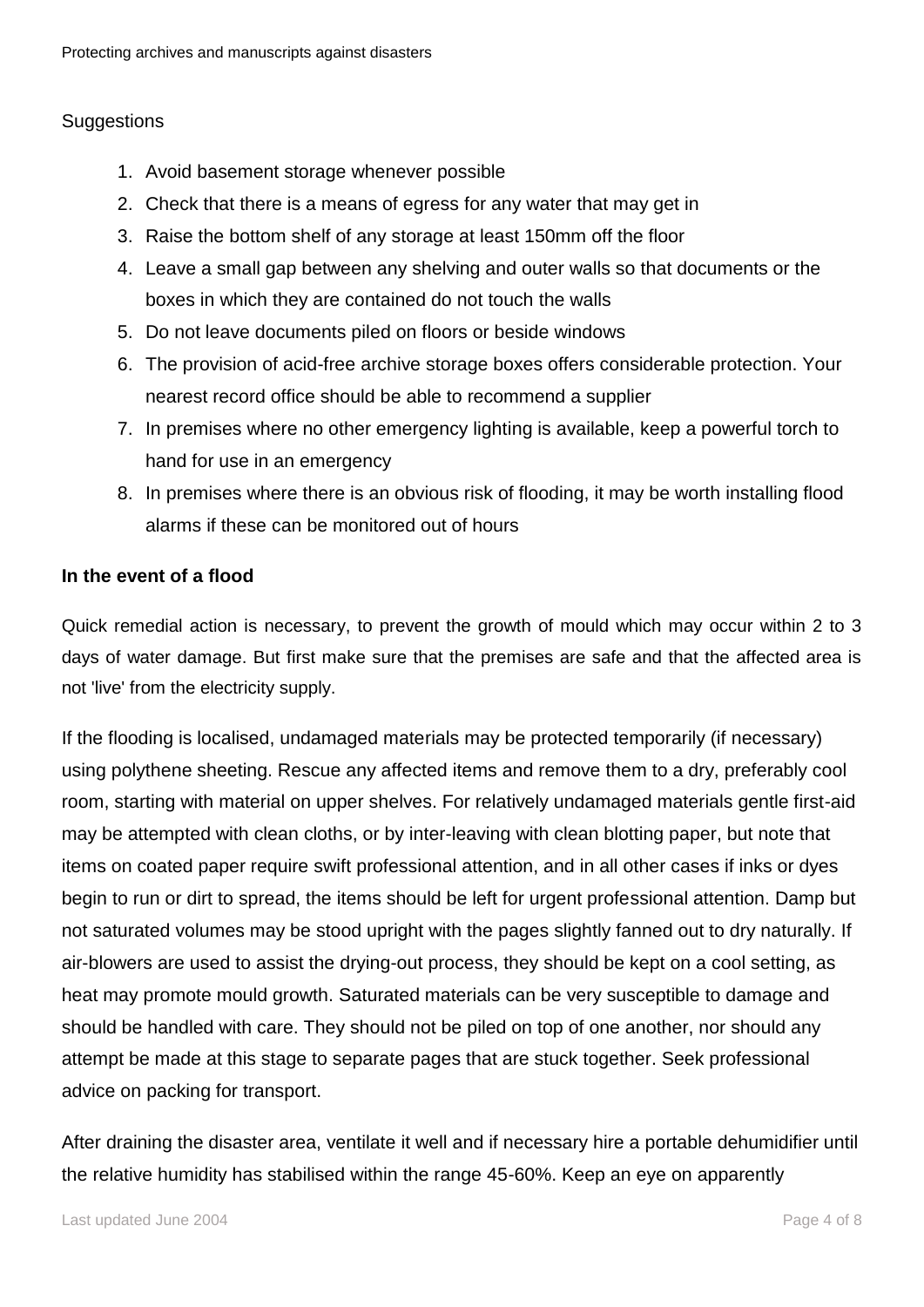Suggestions

1. Avoid basement storage whenever possible
2. Check that there is a means of egress for any water that may get in
3. Raise the bottom shelf of any storage at least 150mm off the floor
4. Leave a small gap between any shelving and outer walls so that documents or the boxes in which they are contained do not touch the walls
5. Do not leave documents piled on floors or beside windows
6. The provision of acid-free archive storage boxes offers considerable protection. Your nearest record office should be able to recommend a supplier
7. In premises where no other emergency lighting is available, keep a powerful torch to hand for use in an emergency
8. In premises where there is an obvious risk of flooding, it may be worth installing flood alarms if these can be monitored out of hours

**In the event of a flood**

Quick remedial action is necessary, to prevent the growth of mould which may occur within 2 to 3 days of water damage. But first make sure that the premises are safe and that the affected area is not 'live' from the electricity supply.

If the flooding is localised, undamaged materials may be protected temporarily (if necessary) using polythene sheeting. Rescue any affected items and remove them to a dry, preferably cool room, starting with material on upper shelves. For relatively undamaged materials gentle first-aid may be attempted with clean cloths, or by inter-leaving with clean blotting paper, but note that items on coated paper require swift professional attention, and in all other cases if inks or dyes begin to run or dirt to spread, the items should be left for urgent professional attention. Damp but not saturated volumes may be stood upright with the pages slightly fanned out to dry naturally. If air-blowers are used to assist the drying-out process, they should be kept on a cool setting, as heat may promote mould growth. Saturated materials can be very susceptible to damage and should be handled with care. They should not be piled on top of one another, nor should any attempt be made at this stage to separate pages that are stuck together. Seek professional advice on packing for transport.

After draining the disaster area, ventilate it well and if necessary hire a portable dehumidifier until the relative humidity has stabilised within the range 45-60%. Keep an eye on apparently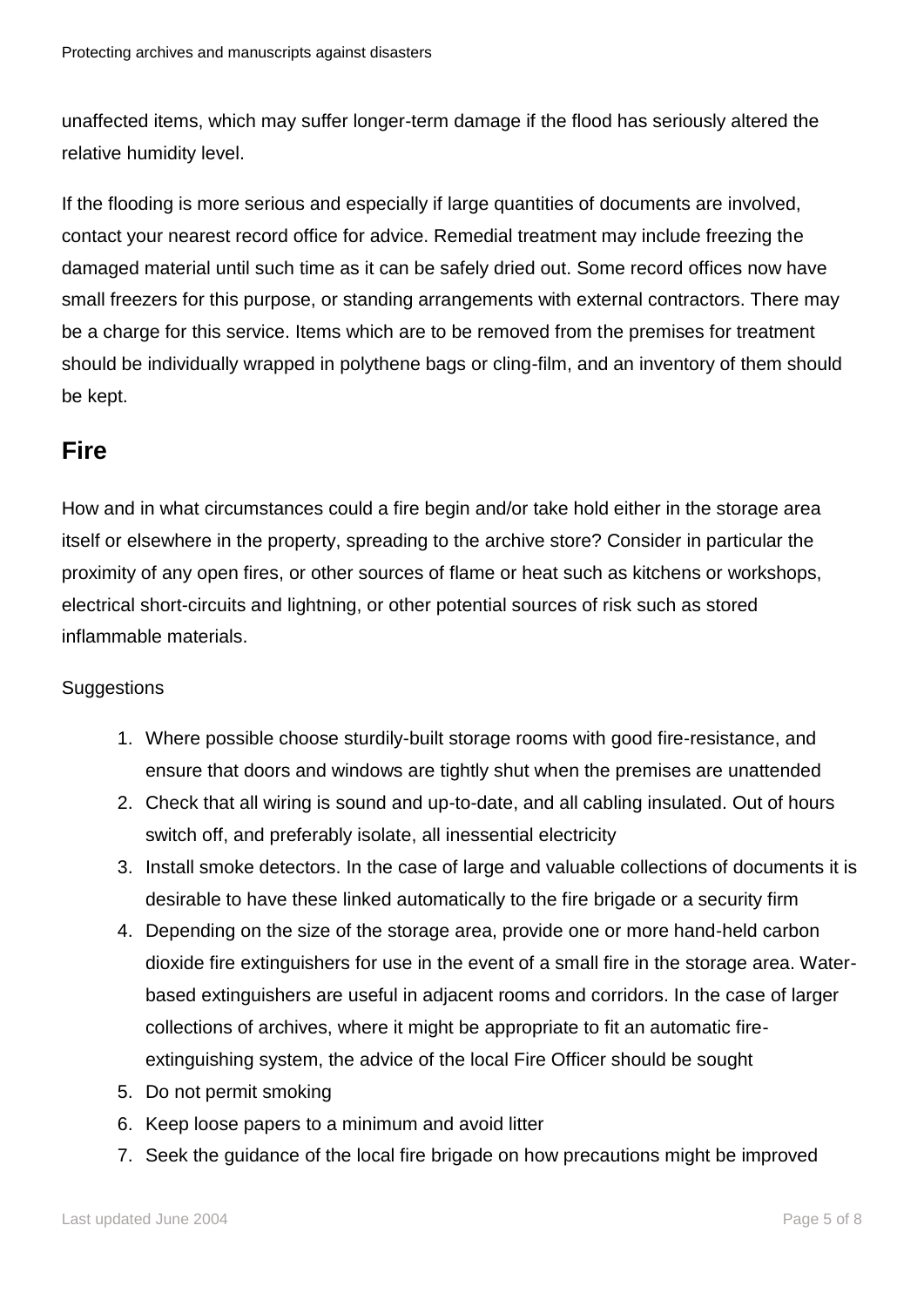unaffected items, which may suffer longer-term damage if the flood has seriously altered the relative humidity level.

If the flooding is more serious and especially if large quantities of documents are involved, contact your nearest record office for advice. Remedial treatment may include freezing the damaged material until such time as it can be safely dried out. Some record offices now have small freezers for this purpose, or standing arrangements with external contractors. There may be a charge for this service. Items which are to be removed from the premises for treatment should be individually wrapped in polythene bags or cling-film, and an inventory of them should be kept.

## Fire

How and in what circumstances could a fire begin and/or take hold either in the storage area itself or elsewhere in the property, spreading to the archive store? Consider in particular the proximity of any open fires, or other sources of flame or heat such as kitchens or workshops, electrical short-circuits and lightning, or other potential sources of risk such as stored inflammable materials.

Suggestions

1. Where possible choose sturdily-built storage rooms with good fire-resistance, and ensure that doors and windows are tightly shut when the premises are unattended
2. Check that all wiring is sound and up-to-date, and all cabling insulated. Out of hours switch off, and preferably isolate, all inessential electricity
3. Install smoke detectors. In the case of large and valuable collections of documents it is desirable to have these linked automatically to the fire brigade or a security firm
4. Depending on the size of the storage area, provide one or more hand-held carbon dioxide fire extinguishers for use in the event of a small fire in the storage area. Water-based extinguishers are useful in adjacent rooms and corridors. In the case of larger collections of archives, where it might be appropriate to fit an automatic fire-extinguishing system, the advice of the local Fire Officer should be sought
5. Do not permit smoking
6. Keep loose papers to a minimum and avoid litter
7. Seek the guidance of the local fire brigade on how precautions might be improved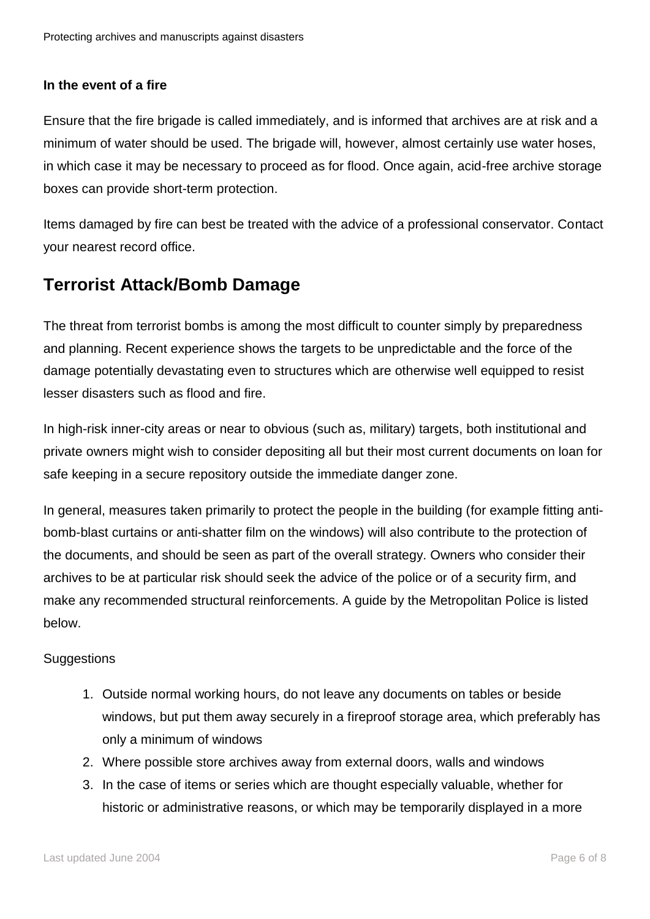**In the event of a fire**

Ensure that the fire brigade is called immediately, and is informed that archives are at risk and a minimum of water should be used. The brigade will, however, almost certainly use water hoses, in which case it may be necessary to proceed as for flood. Once again, acid-free archive storage boxes can provide short-term protection.

Items damaged by fire can best be treated with the advice of a professional conservator. Contact your nearest record office.

## Terrorist Attack/Bomb Damage

The threat from terrorist bombs is among the most difficult to counter simply by preparedness and planning. Recent experience shows the targets to be unpredictable and the force of the damage potentially devastating even to structures which are otherwise well equipped to resist lesser disasters such as flood and fire.

In high-risk inner-city areas or near to obvious (such as, military) targets, both institutional and private owners might wish to consider depositing all but their most current documents on loan for safe keeping in a secure repository outside the immediate danger zone.

In general, measures taken primarily to protect the people in the building (for example fitting anti-bomb-blast curtains or anti-shatter film on the windows) will also contribute to the protection of the documents, and should be seen as part of the overall strategy. Owners who consider their archives to be at particular risk should seek the advice of the police or of a security firm, and make any recommended structural reinforcements. A guide by the Metropolitan Police is listed below.

Suggestions

1. Outside normal working hours, do not leave any documents on tables or beside windows, but put them away securely in a fireproof storage area, which preferably has only a minimum of windows
2. Where possible store archives away from external doors, walls and windows
3. In the case of items or series which are thought especially valuable, whether for historic or administrative reasons, or which may be temporarily displayed in a more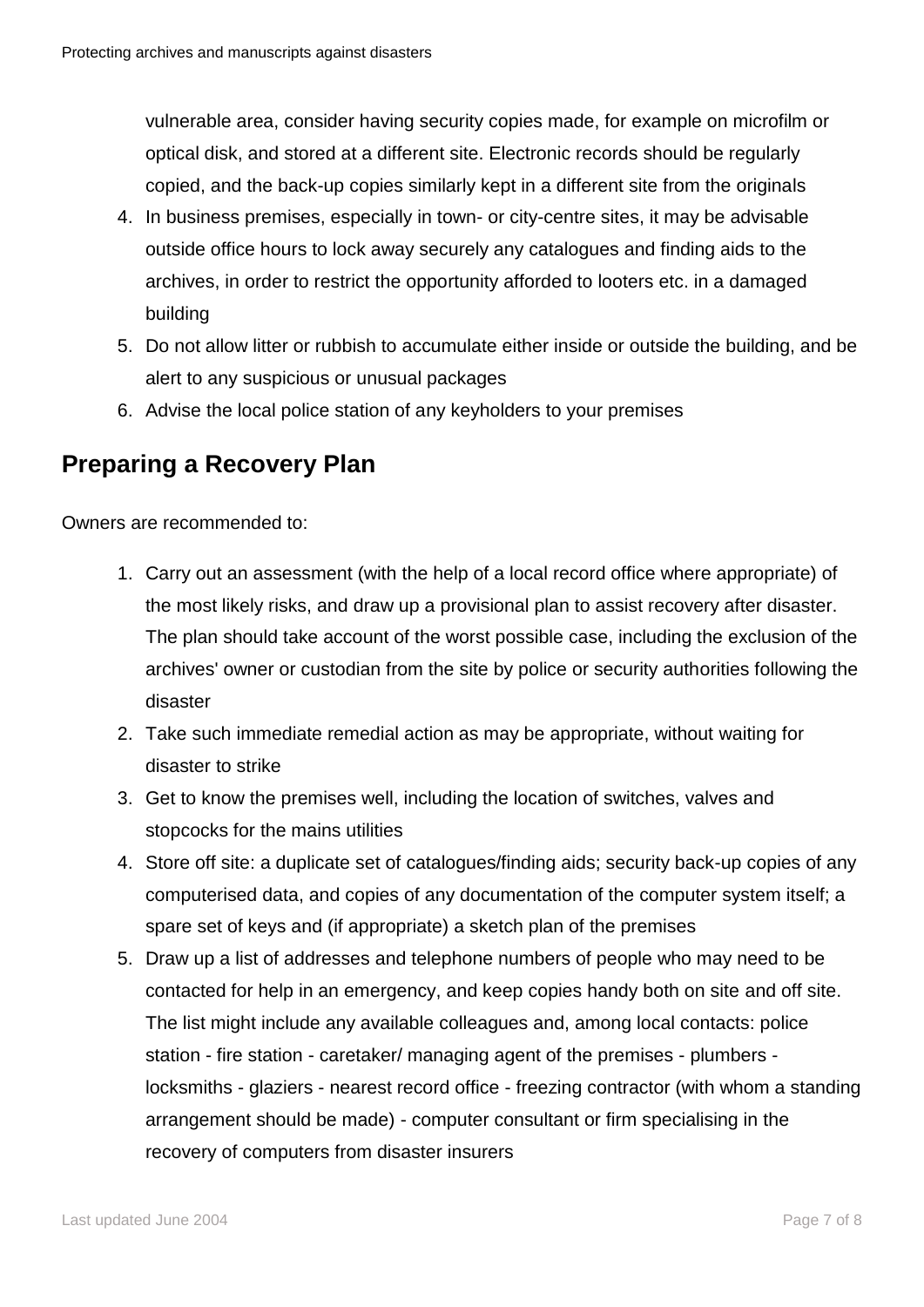vulnerable area, consider having security copies made, for example on microfilm or optical disk, and stored at a different site. Electronic records should be regularly copied, and the back-up copies similarly kept in a different site from the originals

4. In business premises, especially in town- or city-centre sites, it may be advisable outside office hours to lock away securely any catalogues and finding aids to the archives, in order to restrict the opportunity afforded to looters etc. in a damaged building
5. Do not allow litter or rubbish to accumulate either inside or outside the building, and be alert to any suspicious or unusual packages
6. Advise the local police station of any keyholders to your premises

## Preparing a Recovery Plan

Owners are recommended to:

1. Carry out an assessment (with the help of a local record office where appropriate) of the most likely risks, and draw up a provisional plan to assist recovery after disaster. The plan should take account of the worst possible case, including the exclusion of the archives' owner or custodian from the site by police or security authorities following the disaster
2. Take such immediate remedial action as may be appropriate, without waiting for disaster to strike
3. Get to know the premises well, including the location of switches, valves and stopcocks for the mains utilities
4. Store off site: a duplicate set of catalogues/finding aids; security back-up copies of any computerised data, and copies of any documentation of the computer system itself; a spare set of keys and (if appropriate) a sketch plan of the premises
5. Draw up a list of addresses and telephone numbers of people who may need to be contacted for help in an emergency, and keep copies handy both on site and off site. The list might include any available colleagues and, among local contacts: police station - fire station - caretaker/ managing agent of the premises - plumbers - locksmiths - glaziers - nearest record office - freezing contractor (with whom a standing arrangement should be made) - computer consultant or firm specialising in the recovery of computers from disaster insurers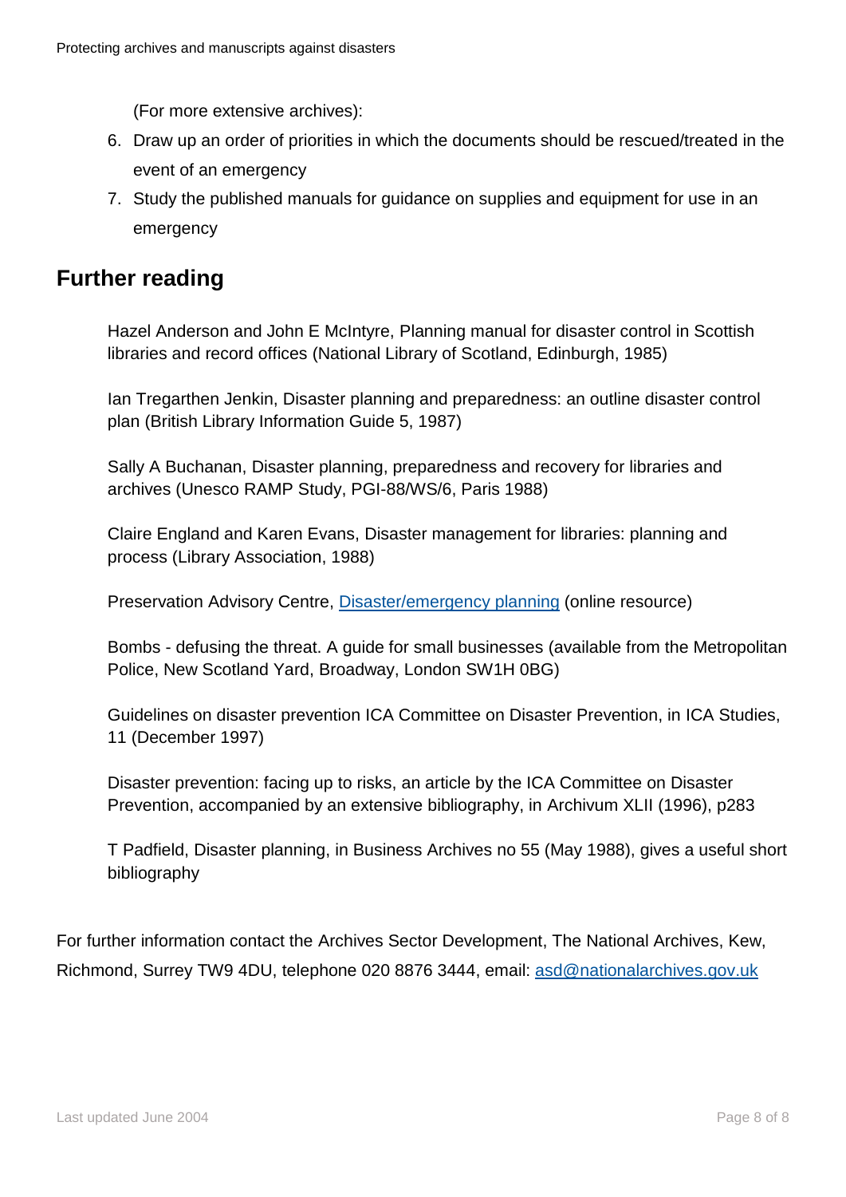(For more extensive archives):

6. Draw up an order of priorities in which the documents should be rescued/treated in the event of an emergency
7. Study the published manuals for guidance on supplies and equipment for use in an emergency

## Further reading

Hazel Anderson and John E McIntyre, Planning manual for disaster control in Scottish libraries and record offices (National Library of Scotland, Edinburgh, 1985)

Ian Tregarthen Jenkin, Disaster planning and preparedness: an outline disaster control plan (British Library Information Guide 5, 1987)

Sally A Buchanan, Disaster planning, preparedness and recovery for libraries and archives (Unesco RAMP Study, PGI-88/WS/6, Paris 1988)

Claire England and Karen Evans, Disaster management for libraries: planning and process (Library Association, 1988)

Preservation Advisory Centre, Disaster/emergency planning (online resource)

Bombs - defusing the threat. A guide for small businesses (available from the Metropolitan Police, New Scotland Yard, Broadway, London SW1H 0BG)

Guidelines on disaster prevention ICA Committee on Disaster Prevention, in ICA Studies, 11 (December 1997)

Disaster prevention: facing up to risks, an article by the ICA Committee on Disaster Prevention, accompanied by an extensive bibliography, in Archivum XLII (1996), p283

T Padfield, Disaster planning, in Business Archives no 55 (May 1988), gives a useful short bibliography

For further information contact the Archives Sector Development, The National Archives, Kew, Richmond, Surrey TW9 4DU, telephone 020 8876 3444, email: asd@nationalarchives.gov.uk

Last updated June 2004